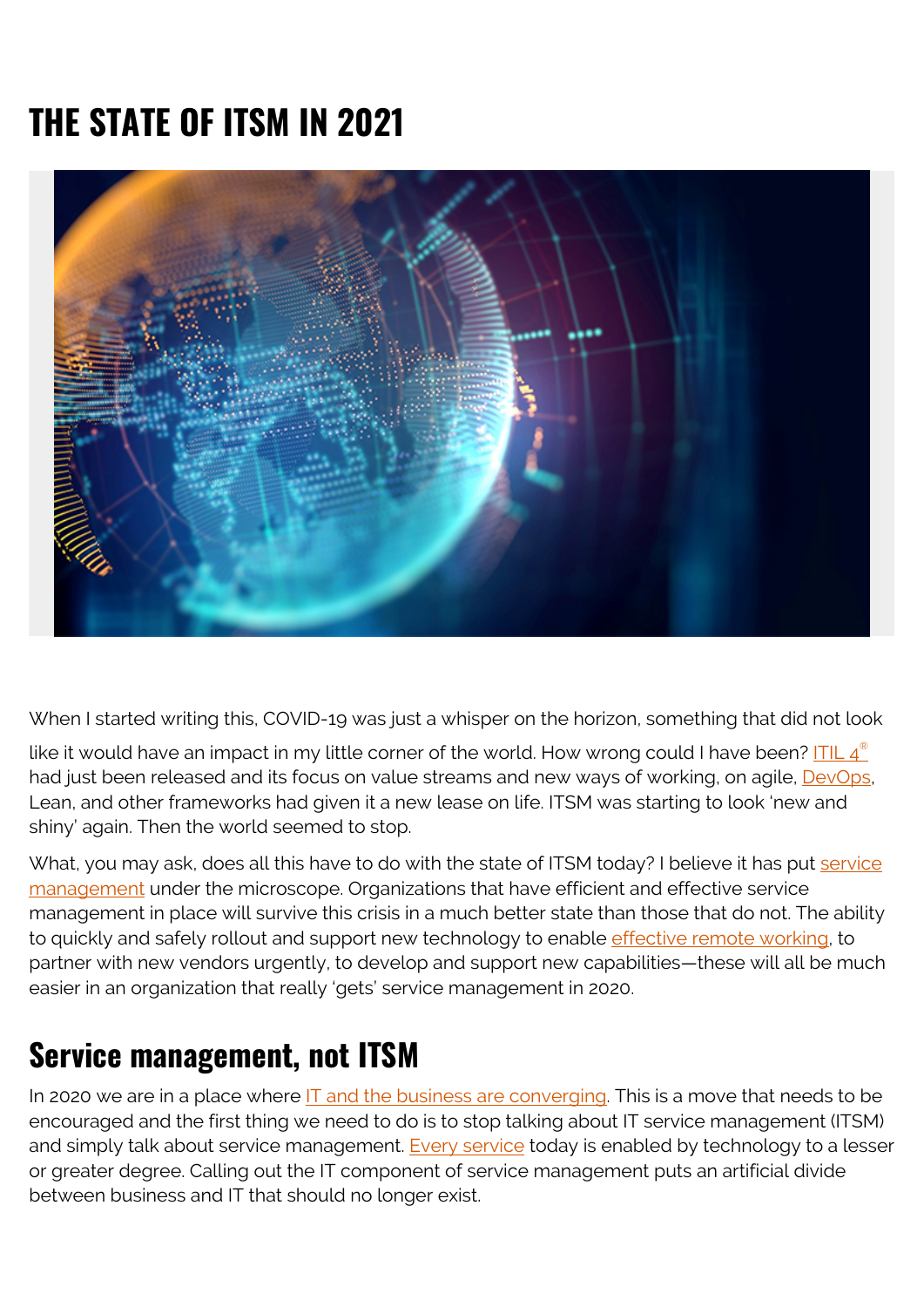# THE STATE OF ITSM IN 2021

When I started writing this, COVID-19 was just a whisper on the horizon, something that did not look like it would have an impact in my little corner of the world. How wrong could I have been? ITIL 4® had just been released and its focus on value streams and new ways of working, on agile, DevOps, Lean, and other frameworks had given it a new lease on life. ITSM was starting to look 'new and shiny' again. Then the world seemed to stop.

What, you may ask, does all this have to do with the state of ITSM today? I believe it has put service management under the microscope. Organizations that have efficient and effective service management in place will survive this crisis in a much better state than those that do not. The ability to quickly and safely rollout and support new technology to enable effective remote working, to partner with new vendors urgently, to develop and support new capabilities—these will all be much easier in an organization that really 'gets' service management in 2020.

## Service management, not ITSM

In 2020 we are in a place where IT and the business are converging. This is a move that needs to be encouraged and the first thing we need to do is to stop talking about IT service management (ITSM) and simply talk about service management. Every service today is enabled by technology to a lesser or greater degree. Calling out the IT component of service management puts an artificial divide between business and IT that should no longer exist.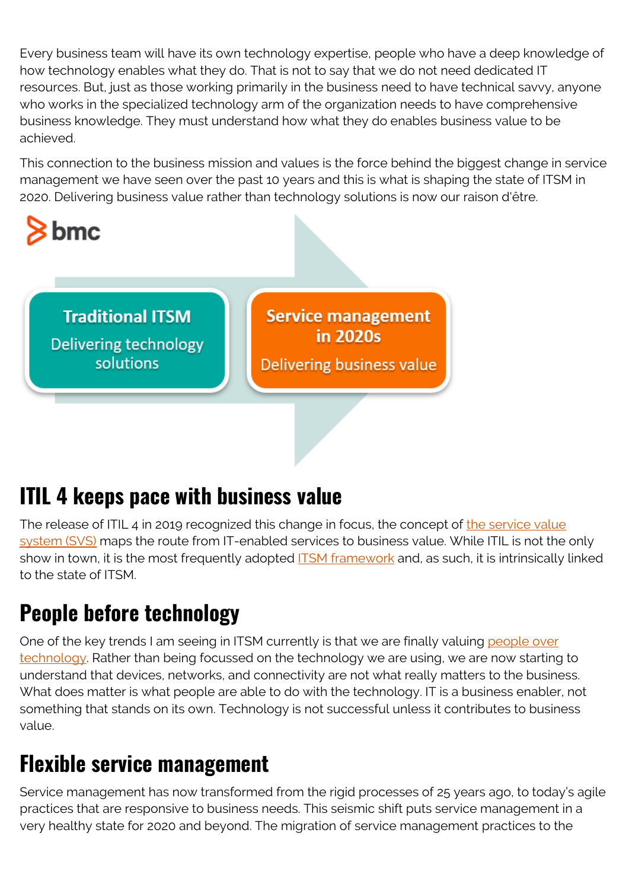Every business team will have its own technology expertise, people who have a deep knowledge of how technology enables what they do. That is not to say that we do not need dedicated IT resources. But, just as those working primarily in the business need to have technical savvy, anyone who works in the specialized technology arm of the organization needs to have comprehensive business knowledge. They must understand how what they do enables business value to be achieved.

This connection to the business mission and values is the force behind the biggest change in service management we have seen over the past 10 years and this is what is shaping the state of ITSM in 2020. Delivering business value rather than technology solutions is now our raison d'être.

bmc

**Traditional ITSM**
Delivering technology solutions

**Service management in 2020s**
Delivering business value

## ITIL 4 keeps pace with business value

The release of ITIL 4 in 2019 recognized this change in focus, the concept of the service value system (SVS) maps the route from IT-enabled services to business value. While ITIL is not the only show in town, it is the most frequently adopted ITSM framework and, as such, it is intrinsically linked to the state of ITSM.

## People before technology

One of the key trends I am seeing in ITSM currently is that we are finally valuing people over technology. Rather than being focussed on the technology we are using, we are now starting to understand that devices, networks, and connectivity are not what really matters to the business. What does matter is what people are able to do with the technology. IT is a business enabler, not something that stands on its own. Technology is not successful unless it contributes to business value.

## Flexible service management

Service management has now transformed from the rigid processes of 25 years ago, to today's agile practices that are responsive to business needs. This seismic shift puts service management in a very healthy state for 2020 and beyond. The migration of service management practices to the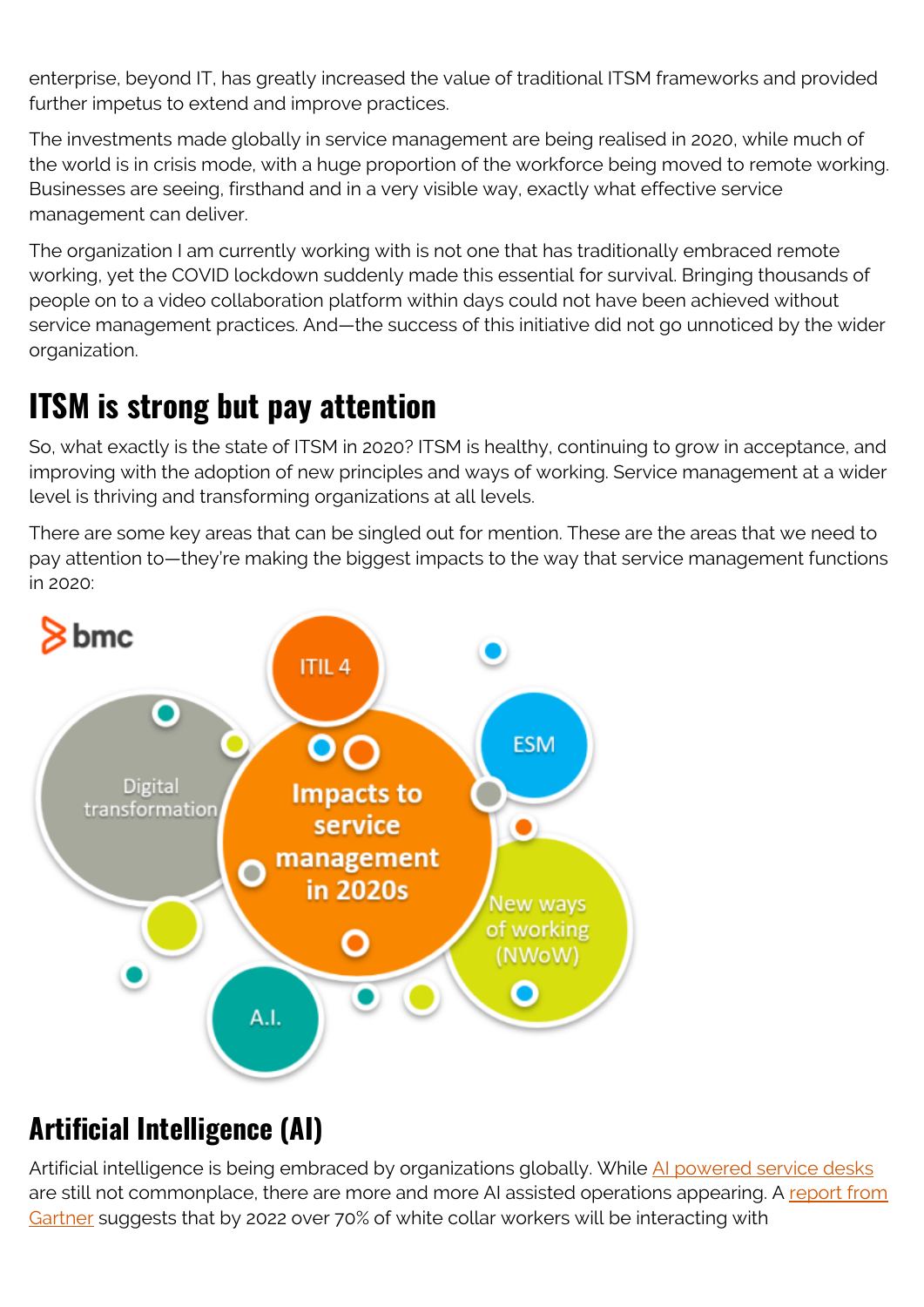enterprise, beyond IT, has greatly increased the value of traditional ITSM frameworks and provided further impetus to extend and improve practices.

The investments made globally in service management are being realised in 2020, while much of the world is in crisis mode, with a huge proportion of the workforce being moved to remote working. Businesses are seeing, firsthand and in a very visible way, exactly what effective service management can deliver.

The organization I am currently working with is not one that has traditionally embraced remote working, yet the COVID lockdown suddenly made this essential for survival. Bringing thousands of people on to a video collaboration platform within days could not have been achieved without service management practices. And—the success of this initiative did not go unnoticed by the wider organization.

## ITSM is strong but pay attention

So, what exactly is the state of ITSM in 2020? ITSM is healthy, continuing to grow in acceptance, and improving with the adoption of new principles and ways of working. Service management at a wider level is thriving and transforming organizations at all levels.

There are some key areas that can be singled out for mention. These are the areas that we need to pay attention to—they're making the biggest impacts to the way that service management functions in 2020:

bmc

Impacts to service management in 2020s

- ITIL 4
- ESM
- New ways of working (NWoW)
- A.I.
- Digital transformation

## Artificial Intelligence (AI)

Artificial intelligence is being embraced by organizations globally. While AI powered service desks are still not commonplace, there are more and more AI assisted operations appearing. A report from Gartner suggests that by 2022 over 70% of white collar workers will be interacting with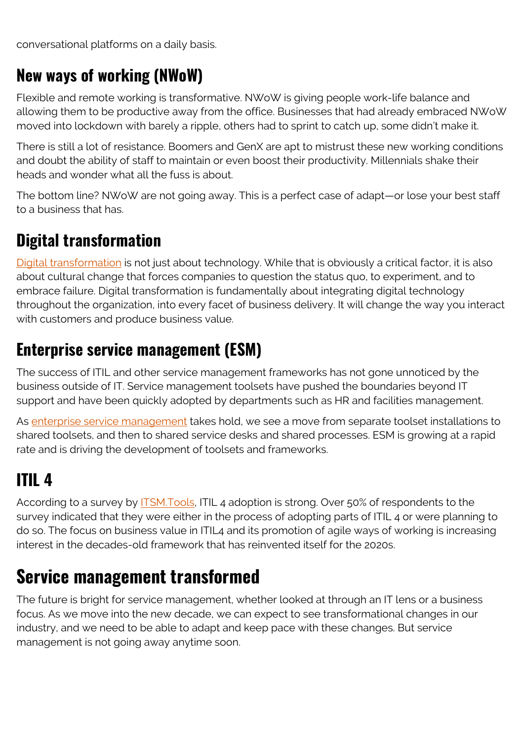conversational platforms on a daily basis.

## New ways of working (NWoW)

Flexible and remote working is transformative. NWoW is giving people work-life balance and allowing them to be productive away from the office. Businesses that had already embraced NWoW moved into lockdown with barely a ripple, others had to sprint to catch up, some didn't make it.

There is still a lot of resistance. Boomers and GenX are apt to mistrust these new working conditions and doubt the ability of staff to maintain or even boost their productivity. Millennials shake their heads and wonder what all the fuss is about.

The bottom line? NWoW are not going away. This is a perfect case of adapt—or lose your best staff to a business that has.

## Digital transformation

Digital transformation is not just about technology. While that is obviously a critical factor, it is also about cultural change that forces companies to question the status quo, to experiment, and to embrace failure. Digital transformation is fundamentally about integrating digital technology throughout the organization, into every facet of business delivery. It will change the way you interact with customers and produce business value.

## Enterprise service management (ESM)

The success of ITIL and other service management frameworks has not gone unnoticed by the business outside of IT. Service management toolsets have pushed the boundaries beyond IT support and have been quickly adopted by departments such as HR and facilities management.

As enterprise service management takes hold, we see a move from separate toolset installations to shared toolsets, and then to shared service desks and shared processes. ESM is growing at a rapid rate and is driving the development of toolsets and frameworks.

## ITIL 4

According to a survey by ITSM.Tools, ITIL 4 adoption is strong. Over 50% of respondents to the survey indicated that they were either in the process of adopting parts of ITIL 4 or were planning to do so. The focus on business value in ITIL4 and its promotion of agile ways of working is increasing interest in the decades-old framework that has reinvented itself for the 2020s.

# Service management transformed

The future is bright for service management, whether looked at through an IT lens or a business focus. As we move into the new decade, we can expect to see transformational changes in our industry, and we need to be able to adapt and keep pace with these changes. But service management is not going away anytime soon.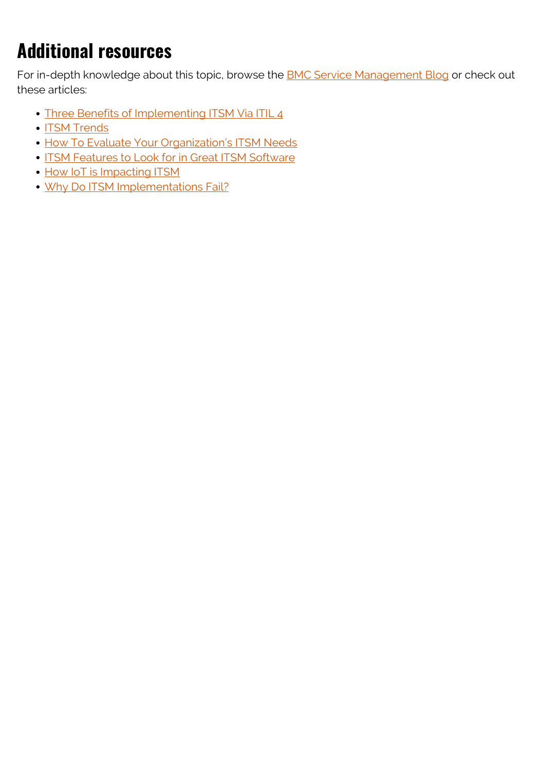## Additional resources

For in-depth knowledge about this topic, browse the BMC Service Management Blog or check out these articles:

- Three Benefits of Implementing ITSM Via ITIL 4
- ITSM Trends
- How To Evaluate Your Organization's ITSM Needs
- ITSM Features to Look for in Great ITSM Software
- How IoT is Impacting ITSM
- Why Do ITSM Implementations Fail?